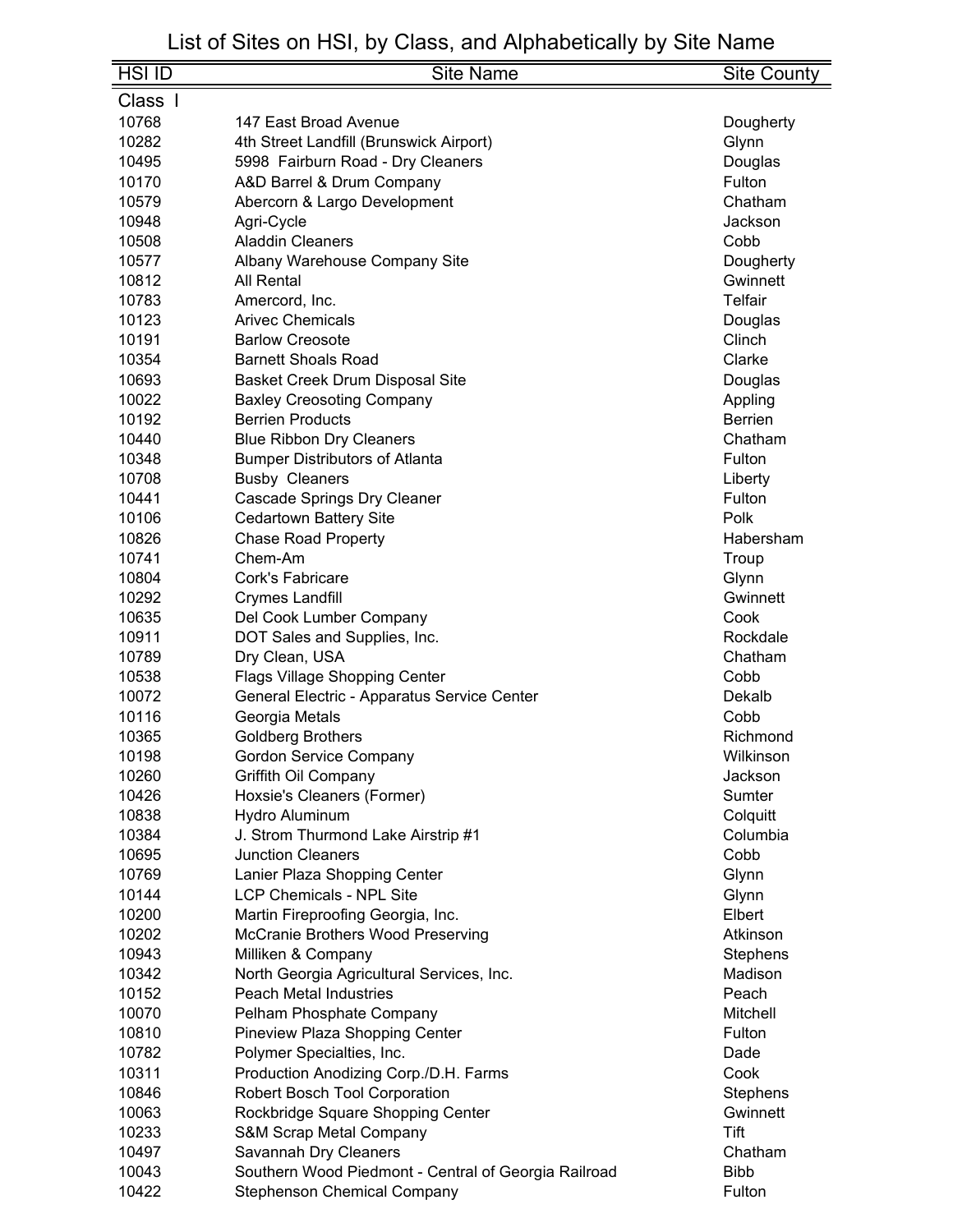# List of Sites on HSI, by Class, and Alphabetically by Site Name

| HSI ID | Site Name | Site County |
|---|---|---|
| **Class I** | | |
| 10768 | 147 East Broad Avenue | Dougherty |
| 10282 | 4th Street Landfill (Brunswick Airport) | Glynn |
| 10495 | 5998 Fairburn Road - Dry Cleaners | Douglas |
| 10170 | A&D Barrel & Drum Company | Fulton |
| 10579 | Abercorn & Largo Development | Chatham |
| 10948 | Agri-Cycle | Jackson |
| 10508 | Aladdin Cleaners | Cobb |
| 10577 | Albany Warehouse Company Site | Dougherty |
| 10812 | All Rental | Gwinnett |
| 10783 | Amercord, Inc. | Telfair |
| 10123 | Arivec Chemicals | Douglas |
| 10191 | Barlow Creosote | Clinch |
| 10354 | Barnett Shoals Road | Clarke |
| 10693 | Basket Creek Drum Disposal Site | Douglas |
| 10022 | Baxley Creosoting Company | Appling |
| 10192 | Berrien Products | Berrien |
| 10440 | Blue Ribbon Dry Cleaners | Chatham |
| 10348 | Bumper Distributors of Atlanta | Fulton |
| 10708 | Busby Cleaners | Liberty |
| 10441 | Cascade Springs Dry Cleaner | Fulton |
| 10106 | Cedartown Battery Site | Polk |
| 10826 | Chase Road Property | Habersham |
| 10741 | Chem-Am | Troup |
| 10804 | Cork's Fabricare | Glynn |
| 10292 | Crymes Landfill | Gwinnett |
| 10635 | Del Cook Lumber Company | Cook |
| 10911 | DOT Sales and Supplies, Inc. | Rockdale |
| 10789 | Dry Clean, USA | Chatham |
| 10538 | Flags Village Shopping Center | Cobb |
| 10072 | General Electric - Apparatus Service Center | Dekalb |
| 10116 | Georgia Metals | Cobb |
| 10365 | Goldberg Brothers | Richmond |
| 10198 | Gordon Service Company | Wilkinson |
| 10260 | Griffith Oil Company | Jackson |
| 10426 | Hoxsie's Cleaners (Former) | Sumter |
| 10838 | Hydro Aluminum | Colquitt |
| 10384 | J. Strom Thurmond Lake Airstrip #1 | Columbia |
| 10695 | Junction Cleaners | Cobb |
| 10769 | Lanier Plaza Shopping Center | Glynn |
| 10144 | LCP Chemicals - NPL Site | Glynn |
| 10200 | Martin Fireproofing Georgia, Inc. | Elbert |
| 10202 | McCranie Brothers Wood Preserving | Atkinson |
| 10943 | Milliken & Company | Stephens |
| 10342 | North Georgia Agricultural Services, Inc. | Madison |
| 10152 | Peach Metal Industries | Peach |
| 10070 | Pelham Phosphate Company | Mitchell |
| 10810 | Pineview Plaza Shopping Center | Fulton |
| 10782 | Polymer Specialties, Inc. | Dade |
| 10311 | Production Anodizing Corp./D.H. Farms | Cook |
| 10846 | Robert Bosch Tool Corporation | Stephens |
| 10063 | Rockbridge Square Shopping Center | Gwinnett |
| 10233 | S&M Scrap Metal Company | Tift |
| 10497 | Savannah Dry Cleaners | Chatham |
| 10043 | Southern Wood Piedmont - Central of Georgia Railroad | Bibb |
| 10422 | Stephenson Chemical Company | Fulton |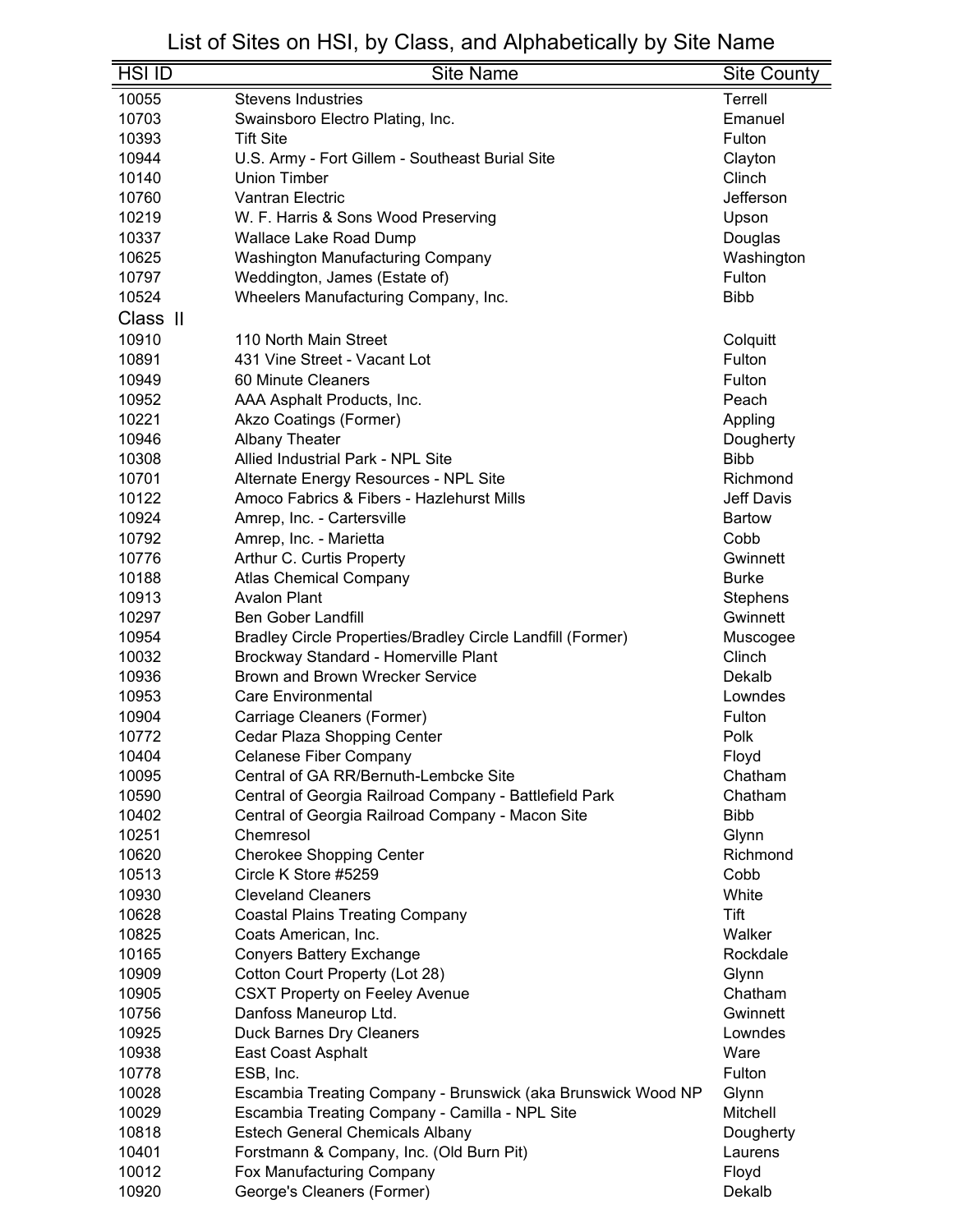# List of Sites on HSI, by Class, and Alphabetically by Site Name

| HSI ID | Site Name | Site County |
|---|---|---|
| 10055 | Stevens Industries | Terrell |
| 10703 | Swainsboro Electro Plating, Inc. | Emanuel |
| 10393 | Tift Site | Fulton |
| 10944 | U.S. Army - Fort Gillem - Southeast Burial Site | Clayton |
| 10140 | Union Timber | Clinch |
| 10760 | Vantran Electric | Jefferson |
| 10219 | W. F. Harris & Sons Wood Preserving | Upson |
| 10337 | Wallace Lake Road Dump | Douglas |
| 10625 | Washington Manufacturing Company | Washington |
| 10797 | Weddington, James (Estate of) | Fulton |
| 10524 | Wheelers Manufacturing Company, Inc. | Bibb |
| **Class II** | | |
| 10910 | 110 North Main Street | Colquitt |
| 10891 | 431 Vine Street - Vacant Lot | Fulton |
| 10949 | 60 Minute Cleaners | Fulton |
| 10952 | AAA Asphalt Products, Inc. | Peach |
| 10221 | Akzo Coatings (Former) | Appling |
| 10946 | Albany Theater | Dougherty |
| 10308 | Allied Industrial Park - NPL Site | Bibb |
| 10701 | Alternate Energy Resources - NPL Site | Richmond |
| 10122 | Amoco Fabrics & Fibers - Hazlehurst Mills | Jeff Davis |
| 10924 | Amrep, Inc. - Cartersville | Bartow |
| 10792 | Amrep, Inc. - Marietta | Cobb |
| 10776 | Arthur C. Curtis Property | Gwinnett |
| 10188 | Atlas Chemical Company | Burke |
| 10913 | Avalon Plant | Stephens |
| 10297 | Ben Gober Landfill | Gwinnett |
| 10954 | Bradley Circle Properties/Bradley Circle Landfill (Former) | Muscogee |
| 10032 | Brockway Standard - Homerville Plant | Clinch |
| 10936 | Brown and Brown Wrecker Service | Dekalb |
| 10953 | Care Environmental | Lowndes |
| 10904 | Carriage Cleaners (Former) | Fulton |
| 10772 | Cedar Plaza Shopping Center | Polk |
| 10404 | Celanese Fiber Company | Floyd |
| 10095 | Central of GA RR/Bernuth-Lembcke Site | Chatham |
| 10590 | Central of Georgia Railroad Company - Battlefield Park | Chatham |
| 10402 | Central of Georgia Railroad Company - Macon Site | Bibb |
| 10251 | Chemresol | Glynn |
| 10620 | Cherokee Shopping Center | Richmond |
| 10513 | Circle K Store #5259 | Cobb |
| 10930 | Cleveland Cleaners | White |
| 10628 | Coastal Plains Treating Company | Tift |
| 10825 | Coats American, Inc. | Walker |
| 10165 | Conyers Battery Exchange | Rockdale |
| 10909 | Cotton Court Property (Lot 28) | Glynn |
| 10905 | CSXT Property on Feeley Avenue | Chatham |
| 10756 | Danfoss Maneurop Ltd. | Gwinnett |
| 10925 | Duck Barnes Dry Cleaners | Lowndes |
| 10938 | East Coast Asphalt | Ware |
| 10778 | ESB, Inc. | Fulton |
| 10028 | Escambia Treating Company - Brunswick (aka Brunswick Wood NP | Glynn |
| 10029 | Escambia Treating Company - Camilla - NPL Site | Mitchell |
| 10818 | Estech General Chemicals Albany | Dougherty |
| 10401 | Forstmann & Company, Inc. (Old Burn Pit) | Laurens |
| 10012 | Fox Manufacturing Company | Floyd |
| 10920 | George's Cleaners (Former) | Dekalb |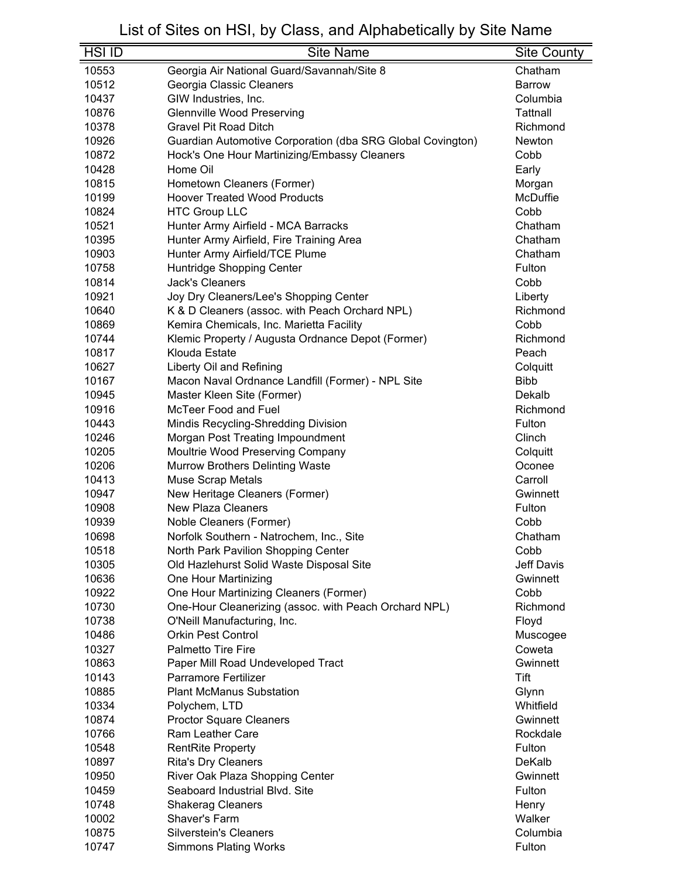# List of Sites on HSI, by Class, and Alphabetically by Site Name

| HSI ID | Site Name | Site County |
|---|---|---|
| 10553 | Georgia Air National Guard/Savannah/Site 8 | Chatham |
| 10512 | Georgia Classic Cleaners | Barrow |
| 10437 | GIW Industries, Inc. | Columbia |
| 10876 | Glennville Wood Preserving | Tattnall |
| 10378 | Gravel Pit Road Ditch | Richmond |
| 10926 | Guardian Automotive Corporation (dba SRG Global Covington) | Newton |
| 10872 | Hock's One Hour Martinizing/Embassy Cleaners | Cobb |
| 10428 | Home Oil | Early |
| 10815 | Hometown Cleaners (Former) | Morgan |
| 10199 | Hoover Treated Wood Products | McDuffie |
| 10824 | HTC Group LLC | Cobb |
| 10521 | Hunter Army Airfield - MCA Barracks | Chatham |
| 10395 | Hunter Army Airfield, Fire Training Area | Chatham |
| 10903 | Hunter Army Airfield/TCE Plume | Chatham |
| 10758 | Huntridge Shopping Center | Fulton |
| 10814 | Jack's Cleaners | Cobb |
| 10921 | Joy Dry Cleaners/Lee's Shopping Center | Liberty |
| 10640 | K & D Cleaners (assoc. with Peach Orchard NPL) | Richmond |
| 10869 | Kemira Chemicals, Inc. Marietta Facility | Cobb |
| 10744 | Klemic Property / Augusta Ordnance Depot (Former) | Richmond |
| 10817 | Klouda Estate | Peach |
| 10627 | Liberty Oil and Refining | Colquitt |
| 10167 | Macon Naval Ordnance Landfill (Former) - NPL Site | Bibb |
| 10945 | Master Kleen Site (Former) | Dekalb |
| 10916 | McTeer Food and Fuel | Richmond |
| 10443 | Mindis Recycling-Shredding Division | Fulton |
| 10246 | Morgan Post Treating Impoundment | Clinch |
| 10205 | Moultrie Wood Preserving Company | Colquitt |
| 10206 | Murrow Brothers Delinting Waste | Oconee |
| 10413 | Muse Scrap Metals | Carroll |
| 10947 | New Heritage Cleaners (Former) | Gwinnett |
| 10908 | New Plaza Cleaners | Fulton |
| 10939 | Noble Cleaners (Former) | Cobb |
| 10698 | Norfolk Southern - Natrochem, Inc., Site | Chatham |
| 10518 | North Park Pavilion Shopping Center | Cobb |
| 10305 | Old Hazlehurst Solid Waste Disposal Site | Jeff Davis |
| 10636 | One Hour Martinizing | Gwinnett |
| 10922 | One Hour Martinizing Cleaners (Former) | Cobb |
| 10730 | One-Hour Cleanerizing (assoc. with Peach Orchard NPL) | Richmond |
| 10738 | O'Neill Manufacturing, Inc. | Floyd |
| 10486 | Orkin Pest Control | Muscogee |
| 10327 | Palmetto Tire Fire | Coweta |
| 10863 | Paper Mill Road Undeveloped Tract | Gwinnett |
| 10143 | Parramore Fertilizer | Tift |
| 10885 | Plant McManus Substation | Glynn |
| 10334 | Polychem, LTD | Whitfield |
| 10874 | Proctor Square Cleaners | Gwinnett |
| 10766 | Ram Leather Care | Rockdale |
| 10548 | RentRite Property | Fulton |
| 10897 | Rita's Dry Cleaners | DeKalb |
| 10950 | River Oak Plaza Shopping Center | Gwinnett |
| 10459 | Seaboard Industrial Blvd. Site | Fulton |
| 10748 | Shakerag Cleaners | Henry |
| 10002 | Shaver's Farm | Walker |
| 10875 | Silverstein's Cleaners | Columbia |
| 10747 | Simmons Plating Works | Fulton |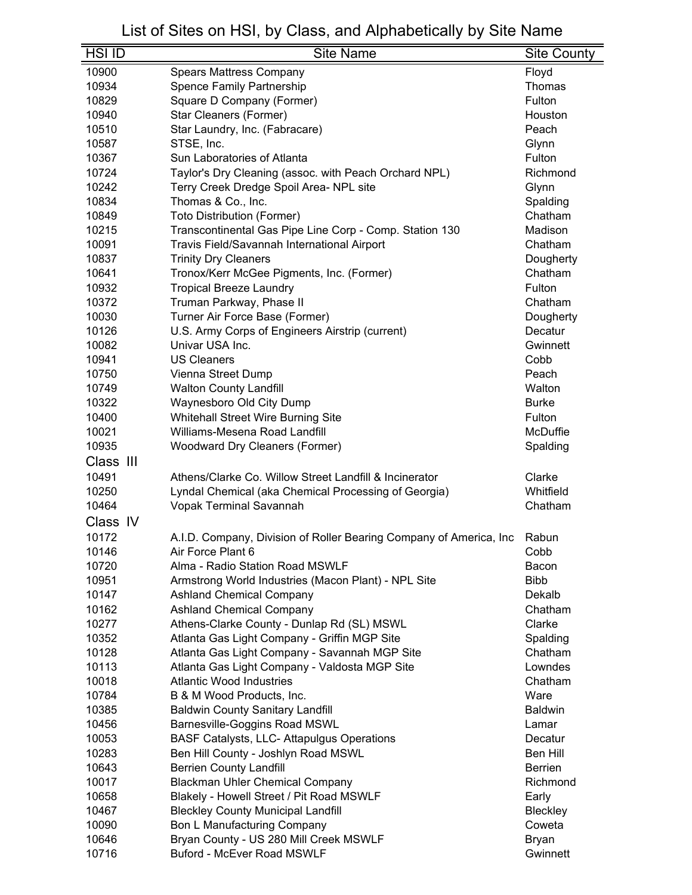# List of Sites on HSI, by Class, and Alphabetically by Site Name

| HSI ID | Site Name | Site County |
|---|---|---|
| 10900 | Spears Mattress Company | Floyd |
| 10934 | Spence Family Partnership | Thomas |
| 10829 | Square D Company (Former) | Fulton |
| 10940 | Star Cleaners (Former) | Houston |
| 10510 | Star Laundry, Inc. (Fabracare) | Peach |
| 10587 | STSE, Inc. | Glynn |
| 10367 | Sun Laboratories of Atlanta | Fulton |
| 10724 | Taylor's Dry Cleaning (assoc. with Peach Orchard NPL) | Richmond |
| 10242 | Terry Creek Dredge Spoil Area- NPL site | Glynn |
| 10834 | Thomas & Co., Inc. | Spalding |
| 10849 | Toto Distribution (Former) | Chatham |
| 10215 | Transcontinental Gas Pipe Line Corp - Comp. Station 130 | Madison |
| 10091 | Travis Field/Savannah International Airport | Chatham |
| 10837 | Trinity Dry Cleaners | Dougherty |
| 10641 | Tronox/Kerr McGee Pigments, Inc. (Former) | Chatham |
| 10932 | Tropical Breeze Laundry | Fulton |
| 10372 | Truman Parkway, Phase II | Chatham |
| 10030 | Turner Air Force Base (Former) | Dougherty |
| 10126 | U.S. Army Corps of Engineers Airstrip (current) | Decatur |
| 10082 | Univar USA Inc. | Gwinnett |
| 10941 | US Cleaners | Cobb |
| 10750 | Vienna Street Dump | Peach |
| 10749 | Walton County Landfill | Walton |
| 10322 | Waynesboro Old City Dump | Burke |
| 10400 | Whitehall Street Wire Burning Site | Fulton |
| 10021 | Williams-Mesena Road Landfill | McDuffie |
| 10935 | Woodward Dry Cleaners (Former) | Spalding |
| **Class III** | | |
| 10491 | Athens/Clarke Co. Willow Street Landfill & Incinerator | Clarke |
| 10250 | Lyndal Chemical (aka Chemical Processing of Georgia) | Whitfield |
| 10464 | Vopak Terminal Savannah | Chatham |
| **Class IV** | | |
| 10172 | A.I.D. Company, Division of Roller Bearing Company of America, Inc | Rabun |
| 10146 | Air Force Plant 6 | Cobb |
| 10720 | Alma - Radio Station Road MSWLF | Bacon |
| 10951 | Armstrong World Industries (Macon Plant) - NPL Site | Bibb |
| 10147 | Ashland Chemical Company | Dekalb |
| 10162 | Ashland Chemical Company | Chatham |
| 10277 | Athens-Clarke County - Dunlap Rd (SL) MSWL | Clarke |
| 10352 | Atlanta Gas Light Company - Griffin MGP Site | Spalding |
| 10128 | Atlanta Gas Light Company - Savannah MGP Site | Chatham |
| 10113 | Atlanta Gas Light Company - Valdosta MGP Site | Lowndes |
| 10018 | Atlantic Wood Industries | Chatham |
| 10784 | B & M Wood Products, Inc. | Ware |
| 10385 | Baldwin County Sanitary Landfill | Baldwin |
| 10456 | Barnesville-Goggins Road MSWL | Lamar |
| 10053 | BASF Catalysts, LLC- Attapulgus Operations | Decatur |
| 10283 | Ben Hill County - Joshlyn Road MSWL | Ben Hill |
| 10643 | Berrien County Landfill | Berrien |
| 10017 | Blackman Uhler Chemical Company | Richmond |
| 10658 | Blakely - Howell Street / Pit Road MSWLF | Early |
| 10467 | Bleckley County Municipal Landfill | Bleckley |
| 10090 | Bon L Manufacturing Company | Coweta |
| 10646 | Bryan County - US 280 Mill Creek MSWLF | Bryan |
| 10716 | Buford - McEver Road MSWLF | Gwinnett |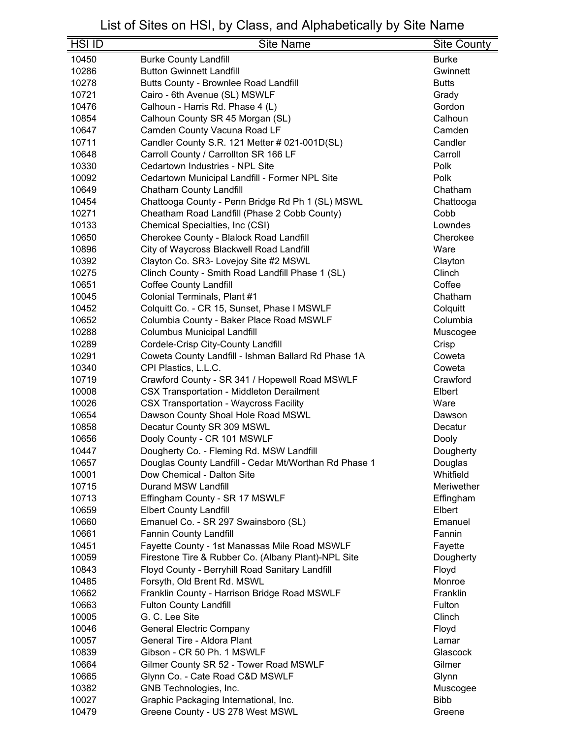# List of Sites on HSI, by Class, and Alphabetically by Site Name

| HSI ID | Site Name | Site County |
|---|---|---|
| 10450 | Burke County Landfill | Burke |
| 10286 | Button Gwinnett Landfill | Gwinnett |
| 10278 | Butts County - Brownlee Road Landfill | Butts |
| 10721 | Cairo - 6th Avenue (SL) MSWLF | Grady |
| 10476 | Calhoun - Harris Rd. Phase 4 (L) | Gordon |
| 10854 | Calhoun County SR 45 Morgan (SL) | Calhoun |
| 10647 | Camden County Vacuna Road LF | Camden |
| 10711 | Candler County S.R. 121 Metter # 021-001D(SL) | Candler |
| 10648 | Carroll County / Carrollton SR 166 LF | Carroll |
| 10330 | Cedartown Industries - NPL Site | Polk |
| 10092 | Cedartown Municipal Landfill - Former NPL Site | Polk |
| 10649 | Chatham County Landfill | Chatham |
| 10454 | Chattooga County - Penn Bridge Rd Ph 1 (SL) MSWL | Chattooga |
| 10271 | Cheatham Road Landfill (Phase 2 Cobb County) | Cobb |
| 10133 | Chemical Specialties, Inc (CSI) | Lowndes |
| 10650 | Cherokee County - Blalock Road Landfill | Cherokee |
| 10896 | City of Waycross Blackwell Road Landfill | Ware |
| 10392 | Clayton Co. SR3- Lovejoy Site #2 MSWL | Clayton |
| 10275 | Clinch County - Smith Road Landfill Phase 1 (SL) | Clinch |
| 10651 | Coffee County Landfill | Coffee |
| 10045 | Colonial Terminals, Plant #1 | Chatham |
| 10452 | Colquitt Co. - CR 15, Sunset, Phase I MSWLF | Colquitt |
| 10652 | Columbia County - Baker Place Road MSWLF | Columbia |
| 10288 | Columbus Municipal Landfill | Muscogee |
| 10289 | Cordele-Crisp City-County Landfill | Crisp |
| 10291 | Coweta County Landfill - Ishman Ballard Rd Phase 1A | Coweta |
| 10340 | CPI Plastics, L.L.C. | Coweta |
| 10719 | Crawford County - SR 341 / Hopewell Road MSWLF | Crawford |
| 10008 | CSX Transportation - Middleton Derailment | Elbert |
| 10026 | CSX Transportation - Waycross Facility | Ware |
| 10654 | Dawson County Shoal Hole Road MSWL | Dawson |
| 10858 | Decatur County SR 309 MSWL | Decatur |
| 10656 | Dooly County - CR 101 MSWLF | Dooly |
| 10447 | Dougherty Co. - Fleming Rd. MSW Landfill | Dougherty |
| 10657 | Douglas County Landfill - Cedar Mt/Worthan Rd Phase 1 | Douglas |
| 10001 | Dow Chemical - Dalton Site | Whitfield |
| 10715 | Durand MSW Landfill | Meriwether |
| 10713 | Effingham County - SR 17 MSWLF | Effingham |
| 10659 | Elbert County Landfill | Elbert |
| 10660 | Emanuel Co. - SR 297 Swainsboro (SL) | Emanuel |
| 10661 | Fannin County Landfill | Fannin |
| 10451 | Fayette County - 1st Manassas Mile Road MSWLF | Fayette |
| 10059 | Firestone Tire & Rubber Co. (Albany Plant)-NPL Site | Dougherty |
| 10843 | Floyd County - Berryhill Road Sanitary Landfill | Floyd |
| 10485 | Forsyth, Old Brent Rd. MSWL | Monroe |
| 10662 | Franklin County - Harrison Bridge Road MSWLF | Franklin |
| 10663 | Fulton County Landfill | Fulton |
| 10005 | G. C. Lee Site | Clinch |
| 10046 | General Electric Company | Floyd |
| 10057 | General Tire - Aldora Plant | Lamar |
| 10839 | Gibson - CR 50 Ph. 1 MSWLF | Glascock |
| 10664 | Gilmer County SR 52 - Tower Road MSWLF | Gilmer |
| 10665 | Glynn Co. - Cate Road C&D MSWLF | Glynn |
| 10382 | GNB Technologies, Inc. | Muscogee |
| 10027 | Graphic Packaging International, Inc. | Bibb |
| 10479 | Greene County - US 278 West MSWL | Greene |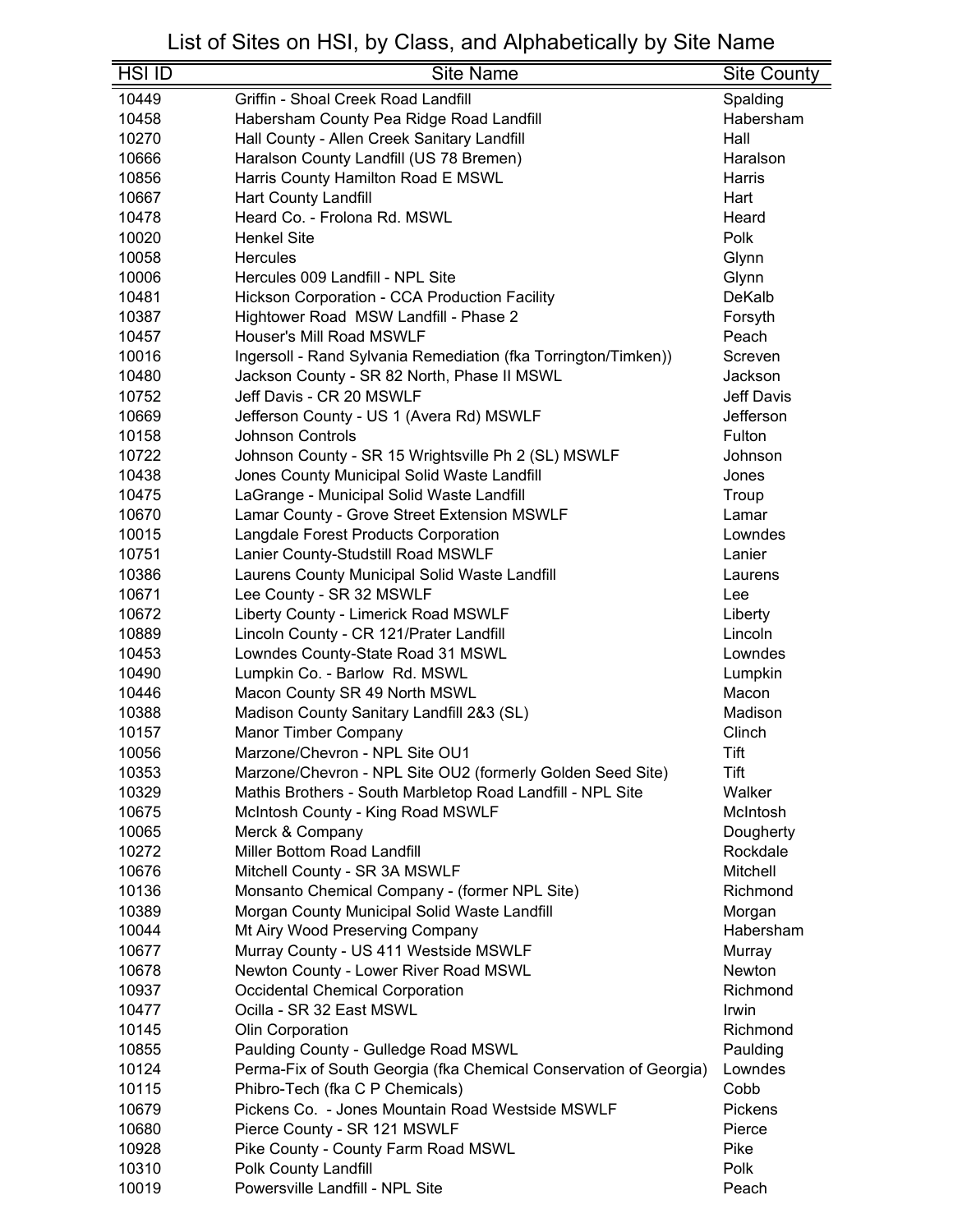# List of Sites on HSI, by Class, and Alphabetically by Site Name

| HSI ID | Site Name | Site County |
|---|---|---|
| 10449 | Griffin - Shoal Creek Road Landfill | Spalding |
| 10458 | Habersham County Pea Ridge Road Landfill | Habersham |
| 10270 | Hall County - Allen Creek Sanitary Landfill | Hall |
| 10666 | Haralson County Landfill (US 78 Bremen) | Haralson |
| 10856 | Harris County Hamilton Road E MSWL | Harris |
| 10667 | Hart County Landfill | Hart |
| 10478 | Heard Co. - Frolona Rd. MSWL | Heard |
| 10020 | Henkel Site | Polk |
| 10058 | Hercules | Glynn |
| 10006 | Hercules 009 Landfill - NPL Site | Glynn |
| 10481 | Hickson Corporation - CCA Production Facility | DeKalb |
| 10387 | Hightower Road  MSW Landfill - Phase 2 | Forsyth |
| 10457 | Houser's Mill Road MSWLF | Peach |
| 10016 | Ingersoll - Rand Sylvania Remediation (fka Torrington/Timken)) | Screven |
| 10480 | Jackson County - SR 82 North, Phase II MSWL | Jackson |
| 10752 | Jeff Davis - CR 20 MSWLF | Jeff Davis |
| 10669 | Jefferson County - US 1 (Avera Rd) MSWLF | Jefferson |
| 10158 | Johnson Controls | Fulton |
| 10722 | Johnson County - SR 15 Wrightsville Ph 2 (SL) MSWLF | Johnson |
| 10438 | Jones County Municipal Solid Waste Landfill | Jones |
| 10475 | LaGrange - Municipal Solid Waste Landfill | Troup |
| 10670 | Lamar County - Grove Street Extension MSWLF | Lamar |
| 10015 | Langdale Forest Products Corporation | Lowndes |
| 10751 | Lanier County-Studstill Road MSWLF | Lanier |
| 10386 | Laurens County Municipal Solid Waste Landfill | Laurens |
| 10671 | Lee County - SR 32 MSWLF | Lee |
| 10672 | Liberty County - Limerick Road MSWLF | Liberty |
| 10889 | Lincoln County - CR 121/Prater Landfill | Lincoln |
| 10453 | Lowndes County-State Road 31 MSWL | Lowndes |
| 10490 | Lumpkin Co. - Barlow  Rd. MSWL | Lumpkin |
| 10446 | Macon County SR 49 North MSWL | Macon |
| 10388 | Madison County Sanitary Landfill 2&3 (SL) | Madison |
| 10157 | Manor Timber Company | Clinch |
| 10056 | Marzone/Chevron - NPL Site OU1 | Tift |
| 10353 | Marzone/Chevron - NPL Site OU2 (formerly Golden Seed Site) | Tift |
| 10329 | Mathis Brothers - South Marbletop Road Landfill - NPL Site | Walker |
| 10675 | McIntosh County - King Road MSWLF | McIntosh |
| 10065 | Merck & Company | Dougherty |
| 10272 | Miller Bottom Road Landfill | Rockdale |
| 10676 | Mitchell County - SR 3A MSWLF | Mitchell |
| 10136 | Monsanto Chemical Company - (former NPL Site) | Richmond |
| 10389 | Morgan County Municipal Solid Waste Landfill | Morgan |
| 10044 | Mt Airy Wood Preserving Company | Habersham |
| 10677 | Murray County - US 411 Westside MSWLF | Murray |
| 10678 | Newton County - Lower River Road MSWL | Newton |
| 10937 | Occidental Chemical Corporation | Richmond |
| 10477 | Ocilla - SR 32 East MSWL | Irwin |
| 10145 | Olin Corporation | Richmond |
| 10855 | Paulding County - Gulledge Road MSWL | Paulding |
| 10124 | Perma-Fix of South Georgia (fka Chemical Conservation of Georgia) | Lowndes |
| 10115 | Phibro-Tech (fka C P Chemicals) | Cobb |
| 10679 | Pickens Co.  - Jones Mountain Road Westside MSWLF | Pickens |
| 10680 | Pierce County - SR 121 MSWLF | Pierce |
| 10928 | Pike County - County Farm Road MSWL | Pike |
| 10310 | Polk County Landfill | Polk |
| 10019 | Powersville Landfill - NPL Site | Peach |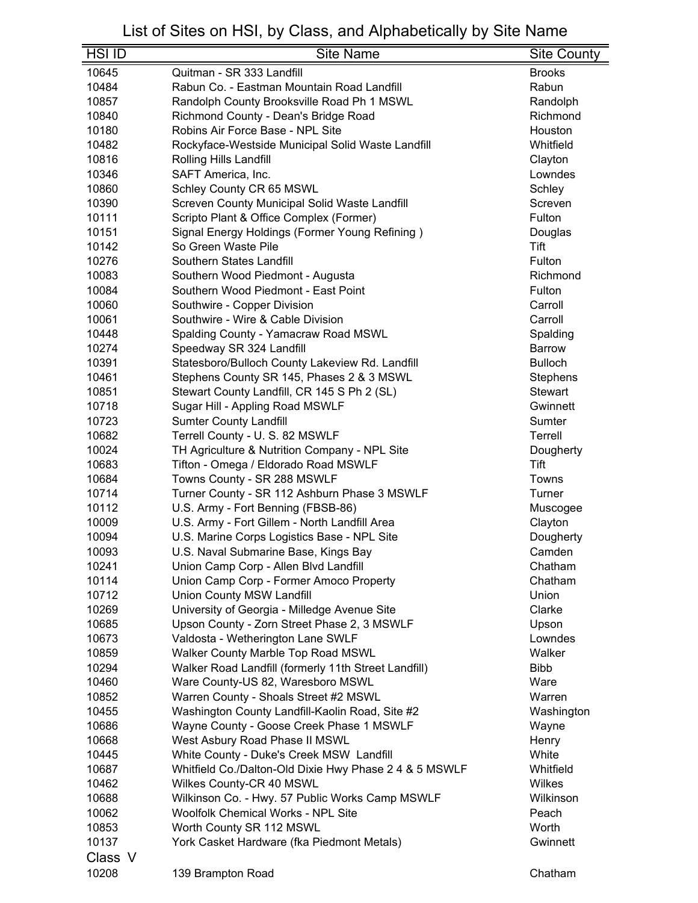# List of Sites on HSI, by Class, and Alphabetically by Site Name

| HSI ID | Site Name | Site County |
|---|---|---|
| 10645 | Quitman - SR 333 Landfill | Brooks |
| 10484 | Rabun Co. - Eastman Mountain Road Landfill | Rabun |
| 10857 | Randolph County Brooksville Road Ph 1 MSWL | Randolph |
| 10840 | Richmond County - Dean's Bridge Road | Richmond |
| 10180 | Robins Air Force Base - NPL Site | Houston |
| 10482 | Rockyface-Westside Municipal Solid Waste Landfill | Whitfield |
| 10816 | Rolling Hills Landfill | Clayton |
| 10346 | SAFT America, Inc. | Lowndes |
| 10860 | Schley County CR 65 MSWL | Schley |
| 10390 | Screven County Municipal Solid Waste Landfill | Screven |
| 10111 | Scripto Plant & Office Complex (Former) | Fulton |
| 10151 | Signal Energy Holdings (Former Young Refining ) | Douglas |
| 10142 | So Green Waste Pile | Tift |
| 10276 | Southern States Landfill | Fulton |
| 10083 | Southern Wood Piedmont - Augusta | Richmond |
| 10084 | Southern Wood Piedmont - East Point | Fulton |
| 10060 | Southwire - Copper Division | Carroll |
| 10061 | Southwire - Wire & Cable Division | Carroll |
| 10448 | Spalding County - Yamacraw Road MSWL | Spalding |
| 10274 | Speedway SR 324 Landfill | Barrow |
| 10391 | Statesboro/Bulloch County Lakeview Rd. Landfill | Bulloch |
| 10461 | Stephens County SR 145, Phases 2 & 3 MSWL | Stephens |
| 10851 | Stewart County Landfill, CR 145 S Ph 2 (SL) | Stewart |
| 10718 | Sugar Hill - Appling Road MSWLF | Gwinnett |
| 10723 | Sumter County Landfill | Sumter |
| 10682 | Terrell County - U. S. 82 MSWLF | Terrell |
| 10024 | TH Agriculture & Nutrition Company - NPL Site | Dougherty |
| 10683 | Tifton - Omega / Eldorado Road MSWLF | Tift |
| 10684 | Towns County - SR 288 MSWLF | Towns |
| 10714 | Turner County - SR 112 Ashburn Phase 3 MSWLF | Turner |
| 10112 | U.S. Army - Fort Benning (FBSB-86) | Muscogee |
| 10009 | U.S. Army - Fort Gillem - North Landfill Area | Clayton |
| 10094 | U.S. Marine Corps Logistics Base - NPL Site | Dougherty |
| 10093 | U.S. Naval Submarine Base, Kings Bay | Camden |
| 10241 | Union Camp Corp - Allen Blvd Landfill | Chatham |
| 10114 | Union Camp Corp - Former Amoco Property | Chatham |
| 10712 | Union County MSW Landfill | Union |
| 10269 | University of Georgia - Milledge Avenue Site | Clarke |
| 10685 | Upson County - Zorn Street Phase 2, 3 MSWLF | Upson |
| 10673 | Valdosta - Wetherington Lane SWLF | Lowndes |
| 10859 | Walker County Marble Top Road MSWL | Walker |
| 10294 | Walker Road Landfill (formerly 11th Street Landfill) | Bibb |
| 10460 | Ware County-US 82, Waresboro MSWL | Ware |
| 10852 | Warren County - Shoals Street #2 MSWL | Warren |
| 10455 | Washington County Landfill-Kaolin Road, Site #2 | Washington |
| 10686 | Wayne County - Goose Creek Phase 1 MSWLF | Wayne |
| 10668 | West Asbury Road Phase II MSWL | Henry |
| 10445 | White County - Duke's Creek MSW Landfill | White |
| 10687 | Whitfield Co./Dalton-Old Dixie Hwy Phase 2 4 & 5 MSWLF | Whitfield |
| 10462 | Wilkes County-CR 40 MSWL | Wilkes |
| 10688 | Wilkinson Co. - Hwy. 57 Public Works Camp MSWLF | Wilkinson |
| 10062 | Woolfolk Chemical Works - NPL Site | Peach |
| 10853 | Worth County SR 112 MSWL | Worth |
| 10137 | York Casket Hardware (fka Piedmont Metals) | Gwinnett |
| **Class V** | | |
| 10208 | 139 Brampton Road | Chatham |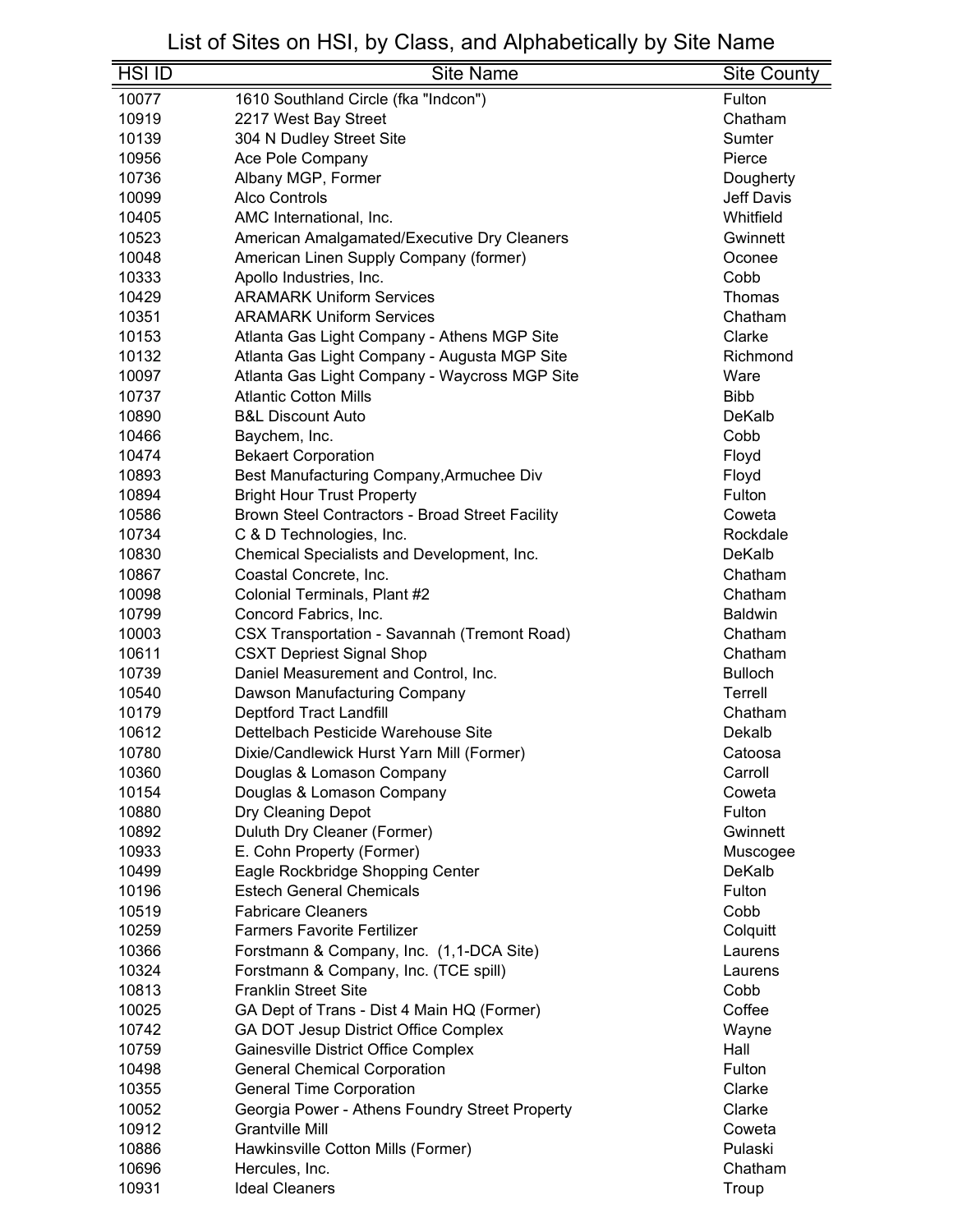# List of Sites on HSI, by Class, and Alphabetically by Site Name

| HSI ID | Site Name | Site County |
|---|---|---|
| 10077 | 1610 Southland Circle (fka "Indcon") | Fulton |
| 10919 | 2217 West Bay Street | Chatham |
| 10139 | 304 N Dudley Street Site | Sumter |
| 10956 | Ace Pole Company | Pierce |
| 10736 | Albany MGP, Former | Dougherty |
| 10099 | Alco Controls | Jeff Davis |
| 10405 | AMC International, Inc. | Whitfield |
| 10523 | American Amalgamated/Executive Dry Cleaners | Gwinnett |
| 10048 | American Linen Supply Company (former) | Oconee |
| 10333 | Apollo Industries, Inc. | Cobb |
| 10429 | ARAMARK Uniform Services | Thomas |
| 10351 | ARAMARK Uniform Services | Chatham |
| 10153 | Atlanta Gas Light Company - Athens MGP Site | Clarke |
| 10132 | Atlanta Gas Light Company - Augusta MGP Site | Richmond |
| 10097 | Atlanta Gas Light Company - Waycross MGP Site | Ware |
| 10737 | Atlantic Cotton Mills | Bibb |
| 10890 | B&L Discount Auto | DeKalb |
| 10466 | Baychem, Inc. | Cobb |
| 10474 | Bekaert Corporation | Floyd |
| 10893 | Best Manufacturing Company,Armuchee Div | Floyd |
| 10894 | Bright Hour Trust Property | Fulton |
| 10586 | Brown Steel Contractors - Broad Street Facility | Coweta |
| 10734 | C & D Technologies, Inc. | Rockdale |
| 10830 | Chemical Specialists and Development, Inc. | DeKalb |
| 10867 | Coastal Concrete, Inc. | Chatham |
| 10098 | Colonial Terminals, Plant #2 | Chatham |
| 10799 | Concord Fabrics, Inc. | Baldwin |
| 10003 | CSX Transportation - Savannah (Tremont Road) | Chatham |
| 10611 | CSXT Depriest Signal Shop | Chatham |
| 10739 | Daniel Measurement and Control, Inc. | Bulloch |
| 10540 | Dawson Manufacturing Company | Terrell |
| 10179 | Deptford Tract Landfill | Chatham |
| 10612 | Dettelbach Pesticide Warehouse Site | Dekalb |
| 10780 | Dixie/Candlewick Hurst Yarn Mill (Former) | Catoosa |
| 10360 | Douglas & Lomason Company | Carroll |
| 10154 | Douglas & Lomason Company | Coweta |
| 10880 | Dry Cleaning Depot | Fulton |
| 10892 | Duluth Dry Cleaner (Former) | Gwinnett |
| 10933 | E. Cohn Property (Former) | Muscogee |
| 10499 | Eagle Rockbridge Shopping Center | DeKalb |
| 10196 | Estech General Chemicals | Fulton |
| 10519 | Fabricare Cleaners | Cobb |
| 10259 | Farmers Favorite Fertilizer | Colquitt |
| 10366 | Forstmann & Company, Inc. (1,1-DCA Site) | Laurens |
| 10324 | Forstmann & Company, Inc. (TCE spill) | Laurens |
| 10813 | Franklin Street Site | Cobb |
| 10025 | GA Dept of Trans - Dist 4 Main HQ (Former) | Coffee |
| 10742 | GA DOT Jesup District Office Complex | Wayne |
| 10759 | Gainesville District Office Complex | Hall |
| 10498 | General Chemical Corporation | Fulton |
| 10355 | General Time Corporation | Clarke |
| 10052 | Georgia Power - Athens Foundry Street Property | Clarke |
| 10912 | Grantville Mill | Coweta |
| 10886 | Hawkinsville Cotton Mills (Former) | Pulaski |
| 10696 | Hercules, Inc. | Chatham |
| 10931 | Ideal Cleaners | Troup |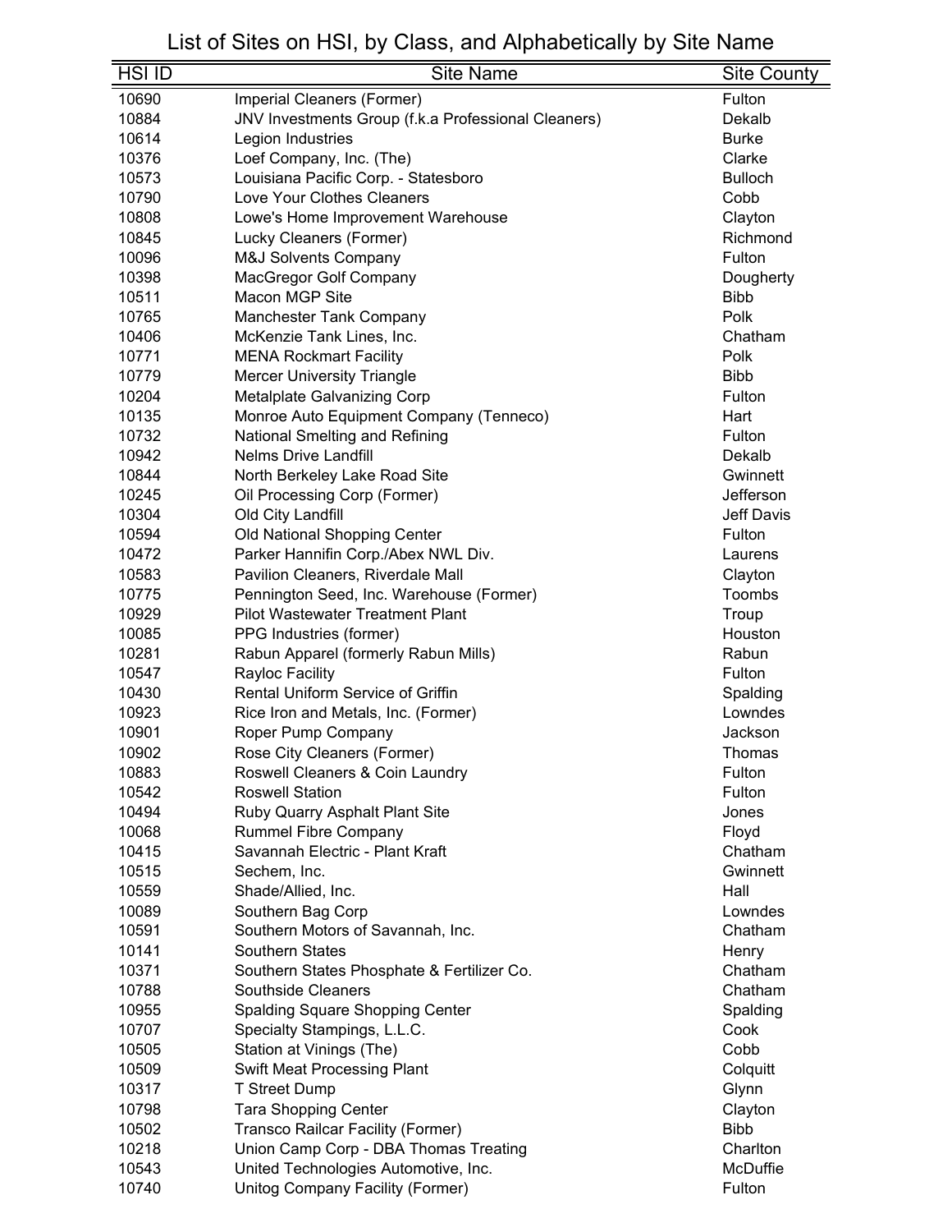# List of Sites on HSI, by Class, and Alphabetically by Site Name

| HSI ID | Site Name | Site County |
|---|---|---|
| 10690 | Imperial Cleaners (Former) | Fulton |
| 10884 | JNV Investments Group (f.k.a Professional Cleaners) | Dekalb |
| 10614 | Legion Industries | Burke |
| 10376 | Loef Company, Inc. (The) | Clarke |
| 10573 | Louisiana Pacific Corp. - Statesboro | Bulloch |
| 10790 | Love Your Clothes Cleaners | Cobb |
| 10808 | Lowe's Home Improvement Warehouse | Clayton |
| 10845 | Lucky Cleaners (Former) | Richmond |
| 10096 | M&J Solvents Company | Fulton |
| 10398 | MacGregor Golf Company | Dougherty |
| 10511 | Macon MGP Site | Bibb |
| 10765 | Manchester Tank Company | Polk |
| 10406 | McKenzie Tank Lines, Inc. | Chatham |
| 10771 | MENA Rockmart Facility | Polk |
| 10779 | Mercer University Triangle | Bibb |
| 10204 | Metalplate Galvanizing Corp | Fulton |
| 10135 | Monroe Auto Equipment Company (Tenneco) | Hart |
| 10732 | National Smelting and Refining | Fulton |
| 10942 | Nelms Drive Landfill | Dekalb |
| 10844 | North Berkeley Lake Road Site | Gwinnett |
| 10245 | Oil Processing Corp (Former) | Jefferson |
| 10304 | Old City Landfill | Jeff Davis |
| 10594 | Old National Shopping Center | Fulton |
| 10472 | Parker Hannifin Corp./Abex NWL Div. | Laurens |
| 10583 | Pavilion Cleaners, Riverdale Mall | Clayton |
| 10775 | Pennington Seed, Inc. Warehouse (Former) | Toombs |
| 10929 | Pilot Wastewater Treatment Plant | Troup |
| 10085 | PPG Industries (former) | Houston |
| 10281 | Rabun Apparel (formerly Rabun Mills) | Rabun |
| 10547 | Rayloc Facility | Fulton |
| 10430 | Rental Uniform Service of Griffin | Spalding |
| 10923 | Rice Iron and Metals, Inc. (Former) | Lowndes |
| 10901 | Roper Pump Company | Jackson |
| 10902 | Rose City Cleaners (Former) | Thomas |
| 10883 | Roswell Cleaners & Coin Laundry | Fulton |
| 10542 | Roswell Station | Fulton |
| 10494 | Ruby Quarry Asphalt Plant Site | Jones |
| 10068 | Rummel Fibre Company | Floyd |
| 10415 | Savannah Electric - Plant Kraft | Chatham |
| 10515 | Sechem, Inc. | Gwinnett |
| 10559 | Shade/Allied, Inc. | Hall |
| 10089 | Southern Bag Corp | Lowndes |
| 10591 | Southern Motors of Savannah, Inc. | Chatham |
| 10141 | Southern States | Henry |
| 10371 | Southern States Phosphate & Fertilizer Co. | Chatham |
| 10788 | Southside Cleaners | Chatham |
| 10955 | Spalding Square Shopping Center | Spalding |
| 10707 | Specialty Stampings, L.L.C. | Cook |
| 10505 | Station at Vinings (The) | Cobb |
| 10509 | Swift Meat Processing Plant | Colquitt |
| 10317 | T Street Dump | Glynn |
| 10798 | Tara Shopping Center | Clayton |
| 10502 | Transco Railcar Facility (Former) | Bibb |
| 10218 | Union Camp Corp - DBA Thomas Treating | Charlton |
| 10543 | United Technologies Automotive, Inc. | McDuffie |
| 10740 | Unitog Company Facility (Former) | Fulton |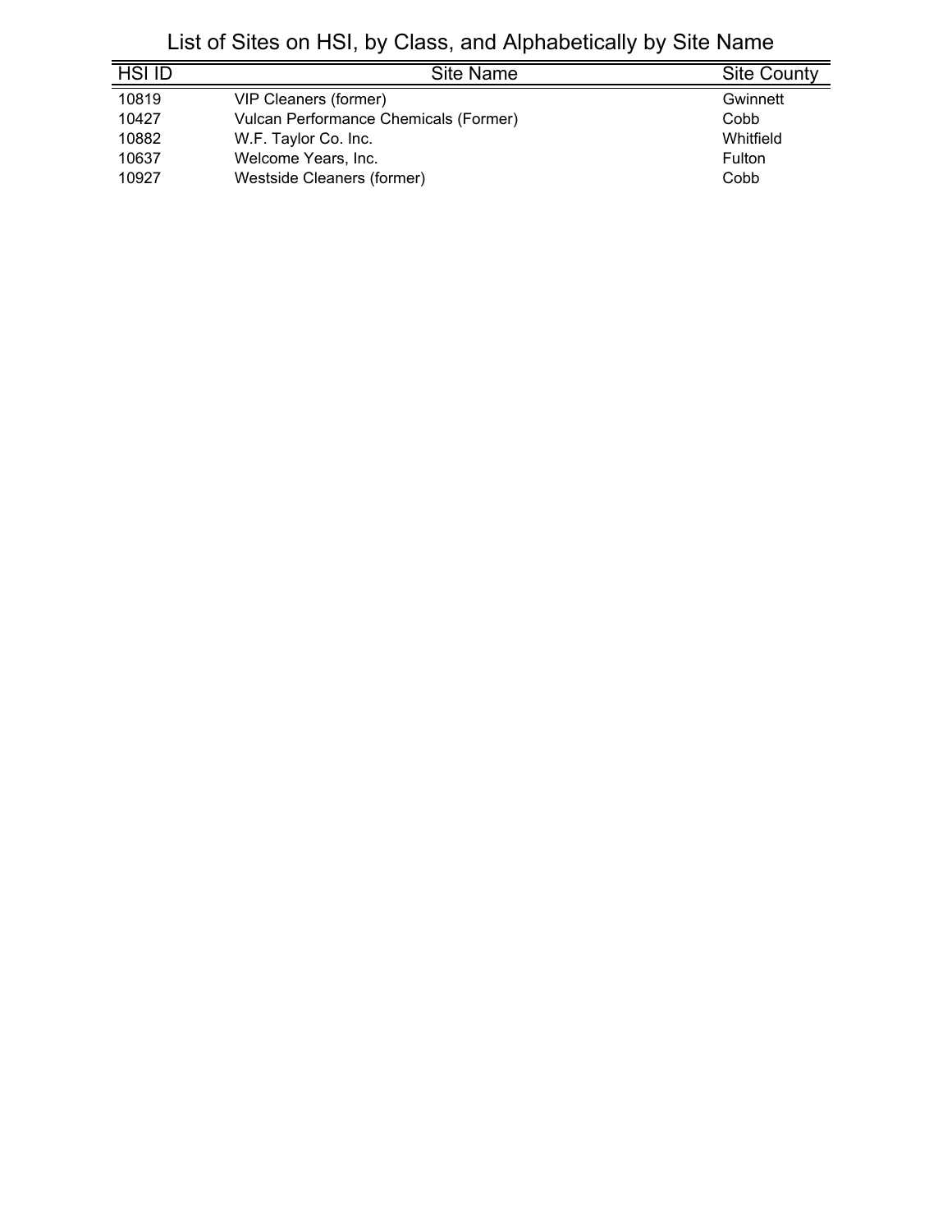# List of Sites on HSI, by Class, and Alphabetically by Site Name

| HSI ID | Site Name | Site County |
|---|---|---|
| 10819 | VIP Cleaners (former) | Gwinnett |
| 10427 | Vulcan Performance Chemicals (Former) | Cobb |
| 10882 | W.F. Taylor Co. Inc. | Whitfield |
| 10637 | Welcome Years, Inc. | Fulton |
| 10927 | Westside Cleaners (former) | Cobb |